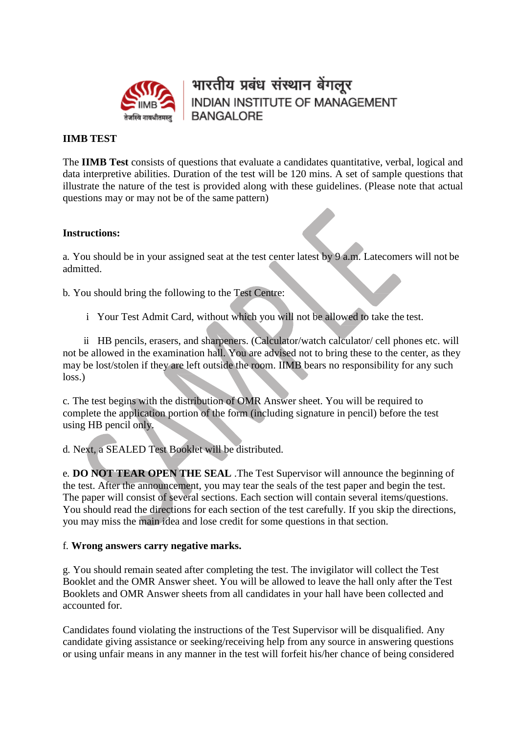भारतीय प्रबंध संस्थान बेंगलूर
INDIAN INSTITUTE OF MANAGEMENT
BANGALORE

**IIMB TEST**

The **IIMB Test** consists of questions that evaluate a candidates quantitative, verbal, logical and data interpretive abilities. Duration of the test will be 120 mins. A set of sample questions that illustrate the nature of the test is provided along with these guidelines. (Please note that actual questions may or may not be of the same pattern)

**Instructions:**

a. You should be in your assigned seat at the test center latest by 9 a.m. Latecomers will not be admitted.

b. You should bring the following to the Test Centre:

i Your Test Admit Card, without which you will not be allowed to take the test.

ii HB pencils, erasers, and sharpeners. (Calculator/watch calculator/ cell phones etc. will not be allowed in the examination hall. You are advised not to bring these to the center, as they may be lost/stolen if they are left outside the room. IIMB bears no responsibility for any such loss.)

c. The test begins with the distribution of OMR Answer sheet. You will be required to complete the application portion of the form (including signature in pencil) before the test using HB pencil only.

d. Next, a SEALED Test Booklet will be distributed.

e. **DO NOT TEAR OPEN THE SEAL** .The Test Supervisor will announce the beginning of the test. After the announcement, you may tear the seals of the test paper and begin the test. The paper will consist of several sections. Each section will contain several items/questions. You should read the directions for each section of the test carefully. If you skip the directions, you may miss the main idea and lose credit for some questions in that section.

f. **Wrong answers carry negative marks.**

g. You should remain seated after completing the test. The invigilator will collect the Test Booklet and the OMR Answer sheet. You will be allowed to leave the hall only after the Test Booklets and OMR Answer sheets from all candidates in your hall have been collected and accounted for.

Candidates found violating the instructions of the Test Supervisor will be disqualified. Any candidate giving assistance or seeking/receiving help from any source in answering questions or using unfair means in any manner in the test will forfeit his/her chance of being considered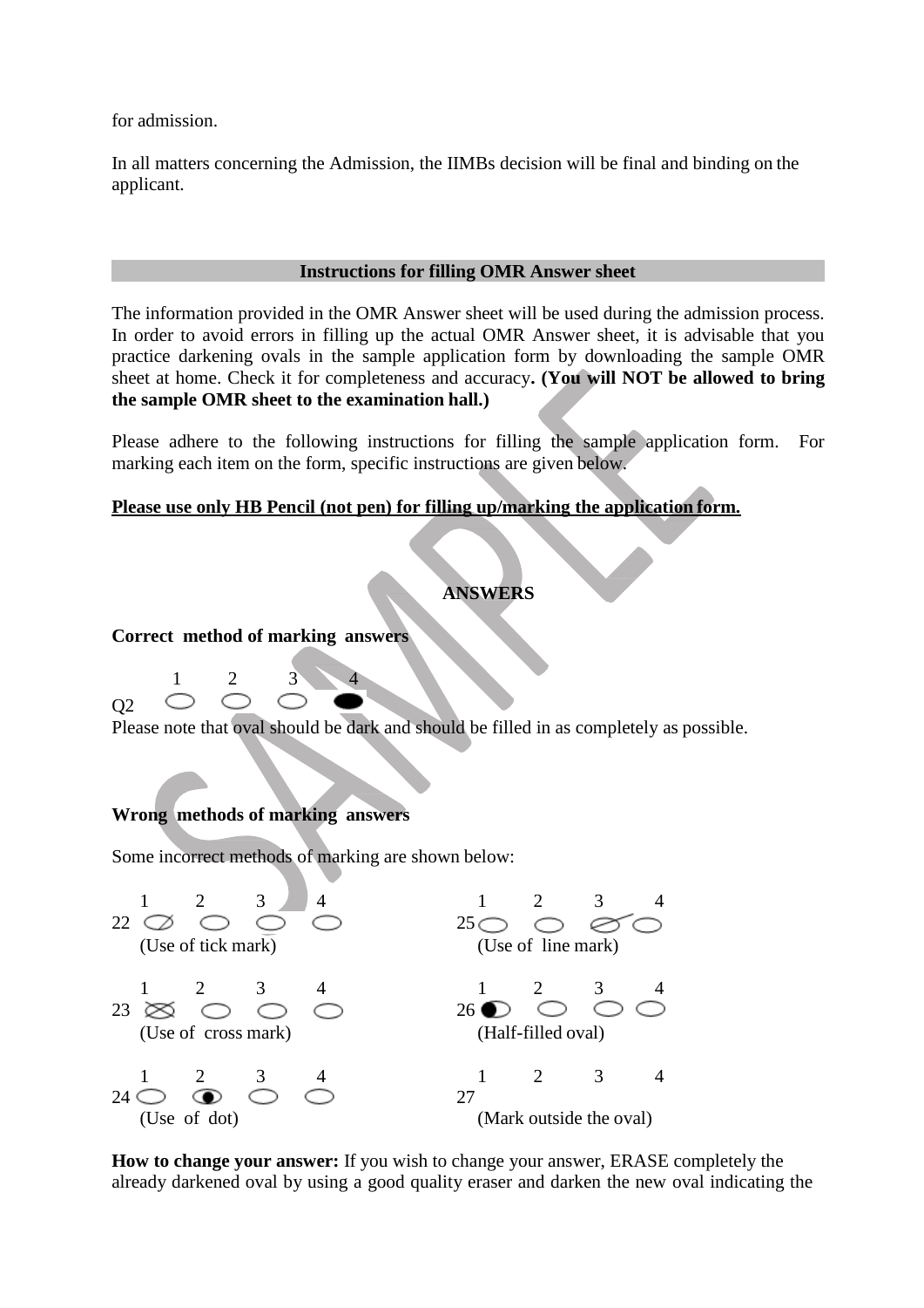for admission.

In all matters concerning the Admission, the IIMBs decision will be final and binding on the applicant.

## Instructions for filling OMR Answer sheet

The information provided in the OMR Answer sheet will be used during the admission process. In order to avoid errors in filling up the actual OMR Answer sheet, it is advisable that you practice darkening ovals in the sample application form by downloading the sample OMR sheet at home. Check it for completeness and accuracy**. (You will NOT be allowed to bring the sample OMR sheet to the examination hall.)**

Please adhere to the following instructions for filling the sample application form. For marking each item on the form, specific instructions are given below.

**<u>Please use only HB Pencil (not pen) for filling up/marking the application form.</u>**

### ANSWERS

**Correct method of marking answers**

| | 1 | 2 | 3 | 4 |
|---|---|---|---|---|
| Q2 | ○ | ○ | ○ | ● |

Please note that oval should be dark and should be filled in as completely as possible.

**Wrong methods of marking answers**

Some incorrect methods of marking are shown below:

| | 1 | 2 | 3 | 4 |
|---|---|---|---|---|
| 22 | ⊘ | ○ | ○ | ○ |

(Use of tick mark)

| | 1 | 2 | 3 | 4 |
|---|---|---|---|---|
| 25 | ○ | ○ | ⊘ | ○ |

(Use of line mark)

| | 1 | 2 | 3 | 4 |
|---|---|---|---|---|
| 23 | ⊗ | ○ | ○ | ○ |

(Use of cross mark)

| | 1 | 2 | 3 | 4 |
|---|---|---|---|---|
| 26 | ◐ | ○ | ○ | ○ |

(Half-filled oval)

| | 1 | 2 | 3 | 4 |
|---|---|---|---|---|
| 24 | ○ | ⊙ | ○ | ○ |

(Use of dot)

| | 1 | 2 | 3 | 4 |
|---|---|---|---|---|
| 27 | | | | |

(Mark outside the oval)

**How to change your answer:** If you wish to change your answer, ERASE completely the already darkened oval by using a good quality eraser and darken the new oval indicating the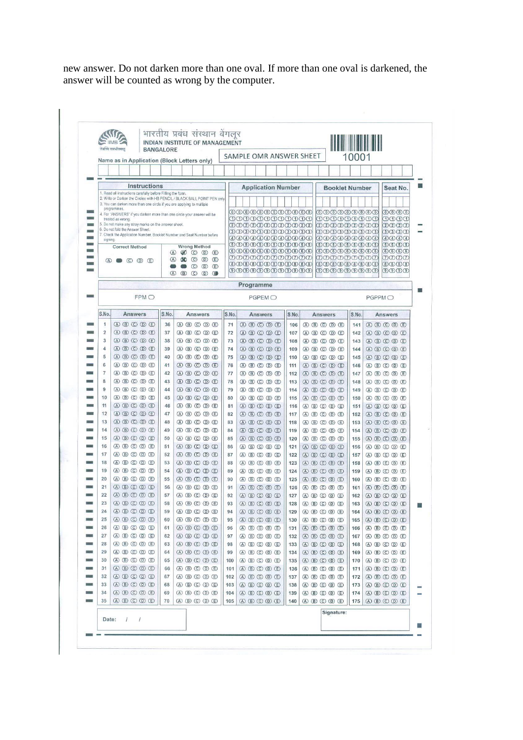new answer. Do not darken more than one oval. If more than one oval is darkened, the answer will be counted as wrong by the computer.

भारतीय प्रबंध संस्थान बेंगलूर
INDIAN INSTITUTE OF MANAGEMENT
BANGALORE

SAMPLE OMR ANSWER SHEET

10001

Name as in Application (Block Letters only)

**Instructions**

1. Read all instructions carefully before Filling the form.
2. Write or Darken the Circles with HB PENCIL / BLACK BALL POINT PEN only
3. You can darken more than one circle if you are applying to multiple programmes.
4. For "ANSWERS" if you darken more than one circle your answer will be treated as wrong.
5. Do not make any stray marks on the answer sheet.
6. Do not fold the Answer Sheet.
7. Check the Application Number, Booklet Number and Seat Number before signing.

Correct Method — Wrong Method

**Application Number** | **Booklet Number** | **Seat No.**

**Programme**

FPM ◯ PGPEM ◯ PGPPM ◯

| S.No. | Answers | S.No. | Answers | S.No. | Answers | S.No. | Answers | S.No. | Answers |
|---|---|---|---|---|---|---|---|---|---|
| 1 | Ⓐ Ⓑ Ⓒ Ⓓ Ⓔ | 36 | Ⓐ Ⓑ Ⓒ Ⓓ Ⓔ | 71 | Ⓐ Ⓑ Ⓒ Ⓓ Ⓔ | 106 | Ⓐ Ⓑ Ⓒ Ⓓ Ⓔ | 141 | Ⓐ Ⓑ Ⓒ Ⓓ Ⓔ |
| ... | ... | ... | ... | ... | ... | ... | ... | ... | ... |
| 35 | Ⓐ Ⓑ Ⓒ Ⓓ Ⓔ | 70 | Ⓐ Ⓑ Ⓒ Ⓓ Ⓔ | 105 | Ⓐ Ⓑ Ⓒ Ⓓ Ⓔ | 140 | Ⓐ Ⓑ Ⓒ Ⓓ Ⓔ | 175 | Ⓐ Ⓑ Ⓒ Ⓓ Ⓔ |

Date: / /

Signature: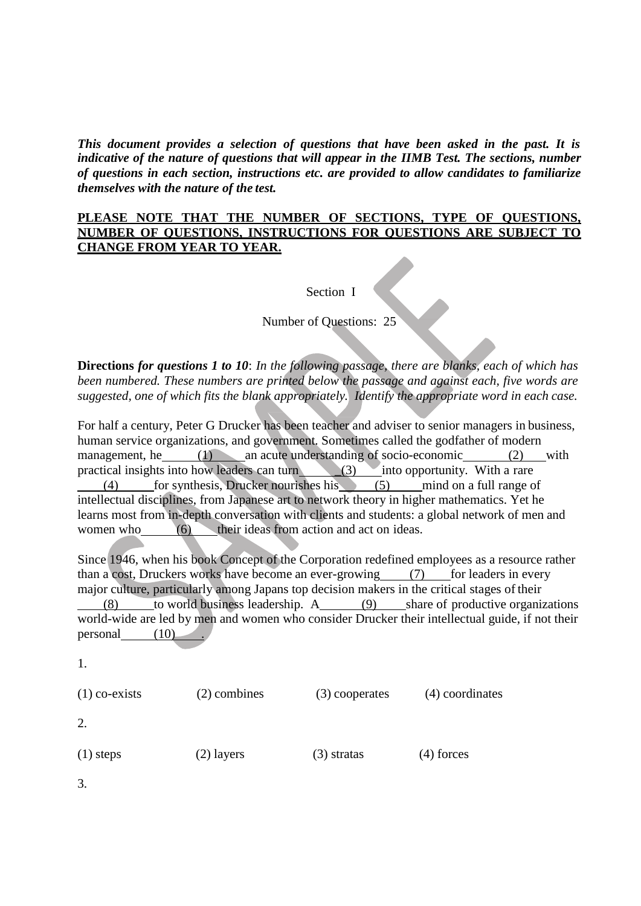***This document provides a selection of questions that have been asked in the past. It is indicative of the nature of questions that will appear in the IIMB Test. The sections, number of questions in each section, instructions etc. are provided to allow candidates to familiarize themselves with the nature of the test.***

**PLEASE NOTE THAT THE NUMBER OF SECTIONS, TYPE OF QUESTIONS, NUMBER OF QUESTIONS, INSTRUCTIONS FOR QUESTIONS ARE SUBJECT TO CHANGE FROM YEAR TO YEAR.**

Section I

Number of Questions: 25

**Directions** *for questions 1 to 10*: *In the following passage, there are blanks, each of which has been numbered. These numbers are printed below the passage and against each, five words are suggested, one of which fits the blank appropriately. Identify the appropriate word in each case.*

For half a century, Peter G Drucker has been teacher and adviser to senior managers in business, human service organizations, and government. Sometimes called the godfather of modern management, he ____(1)____ an acute understanding of socio-economic ____(2)____ with practical insights into how leaders can turn ____(3)____ into opportunity. With a rare ____(4)____ for synthesis, Drucker nourishes his ____(5)____ mind on a full range of intellectual disciplines, from Japanese art to network theory in higher mathematics. Yet he learns most from in-depth conversation with clients and students: a global network of men and women who ____(6)____ their ideas from action and act on ideas.

Since 1946, when his book Concept of the Corporation redefined employees as a resource rather than a cost, Druckers works have become an ever-growing ____(7)____ for leaders in every major culture, particularly among Japans top decision makers in the critical stages of their ____(8)____ to world business leadership. A ____(9)____ share of productive organizations world-wide are led by men and women who consider Drucker their intellectual guide, if not their personal ____(10)____.

1.

(1) co-exists (2) combines (3) cooperates (4) coordinates

2.

(1) steps (2) layers (3) stratas (4) forces

3.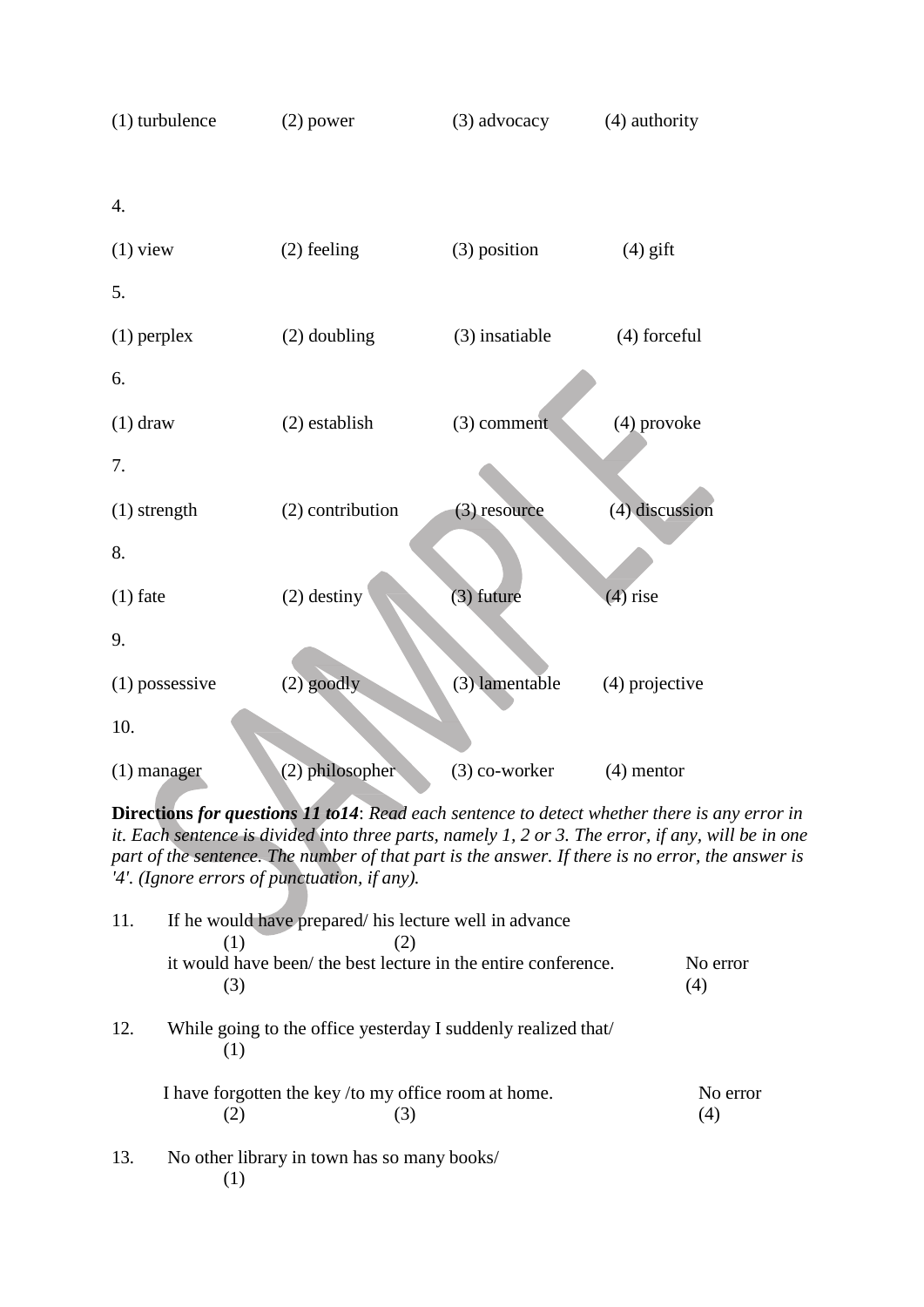(1) turbulence (2) power (3) advocacy (4) authority

4.

(1) view (2) feeling (3) position (4) gift

5.

(1) perplex (2) doubling (3) insatiable (4) forceful

6.

(1) draw (2) establish (3) comment (4) provoke

7.

(1) strength (2) contribution (3) resource (4) discussion

8.

(1) fate (2) destiny (3) future (4) rise

9.

(1) possessive (2) goodly (3) lamentable (4) projective

10.

(1) manager (2) philosopher (3) co-worker (4) mentor

**Directions** ***for questions 11 to14***: *Read each sentence to detect whether there is any error in it. Each sentence is divided into three parts, namely 1, 2 or 3. The error, if any, will be in one part of the sentence. The number of that part is the answer. If there is no error, the answer is '4'. (Ignore errors of punctuation, if any).*

11. If he would have prepared/ his lecture well in advance
(1) (2)
it would have been/ the best lecture in the entire conference. No error
(3) (4)

12. While going to the office yesterday I suddenly realized that/
(1)
I have forgotten the key /to my office room at home. No error
(2) (3) (4)

13. No other library in town has so many books/
(1)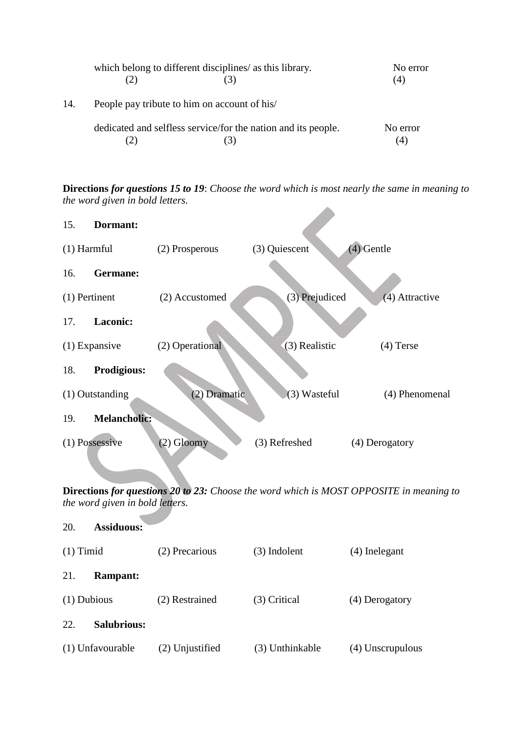which belong to different disciplines/ as this library. No error
(2) (3) (4)

14. People pay tribute to him on account of his/

dedicated and selfless service/for the nation and its people. No error
(2) (3) (4)

**Directions** ***for questions 15 to 19***: *Choose the word which is most nearly the same in meaning to the word given in bold letters.*

15. **Dormant:**

(1) Harmful (2) Prosperous (3) Quiescent (4) Gentle

16. **Germane:**

(1) Pertinent (2) Accustomed (3) Prejudiced (4) Attractive

17. **Laconic:**

(1) Expansive (2) Operational (3) Realistic (4) Terse

18. **Prodigious:**

(1) Outstanding (2) Dramatic (3) Wasteful (4) Phenomenal

19. **Melancholic:**

(1) Possessive (2) Gloomy (3) Refreshed (4) Derogatory

**Directions** ***for questions 20 to 23:*** *Choose the word which is MOST OPPOSITE in meaning to the word given in bold letters.*

20. **Assiduous:**

(1) Timid (2) Precarious (3) Indolent (4) Inelegant

21. **Rampant:**

(1) Dubious (2) Restrained (3) Critical (4) Derogatory

22. **Salubrious:**

(1) Unfavourable (2) Unjustified (3) Unthinkable (4) Unscrupulous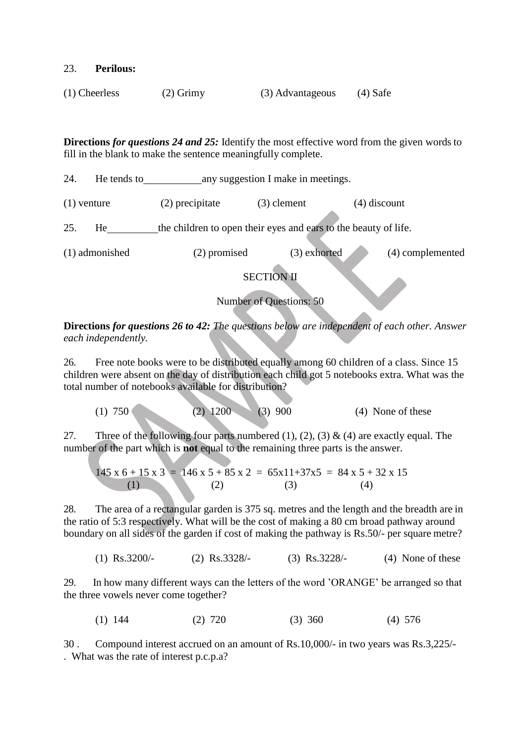23. **Perilous:**

(1) Cheerless (2) Grimy (3) Advantageous (4) Safe

**Directions** ***for questions 24 and 25:*** Identify the most effective word from the given words to fill in the blank to make the sentence meaningfully complete.

24. He tends to ___________ any suggestion I make in meetings.

(1) venture (2) precipitate (3) clement (4) discount

25. He __________ the children to open their eyes and ears to the beauty of life.

(1) admonished (2) promised (3) exhorted (4) complemented

SECTION II

Number of Questions: 50

**Directions** ***for questions 26 to 42:*** *The questions below are independent of each other. Answer each independently.*

26. Free note books were to be distributed equally among 60 children of a class. Since 15 children were absent on the day of distribution each child got 5 notebooks extra. What was the total number of notebooks available for distribution?

(1) 750 (2) 1200 (3) 900 (4) None of these

27. Three of the following four parts numbered (1), (2), (3) & (4) are exactly equal. The number of the part which is **not** equal to the remaining three parts is the answer.

$$\underset{(1)}{145 \times 6 + 15 \times 3} = \underset{(2)}{146 \times 5 + 85 \times 2} = \underset{(3)}{65 \times 11 + 37 \times 5} = \underset{(4)}{84 \times 5 + 32 \times 15}$$

28. The area of a rectangular garden is 375 sq. metres and the length and the breadth are in the ratio of 5:3 respectively. What will be the cost of making a 80 cm broad pathway around boundary on all sides of the garden if cost of making the pathway is Rs.50/- per square metre?

(1) Rs.3200/- (2) Rs.3328/- (3) Rs.3228/- (4) None of these

29. In how many different ways can the letters of the word 'ORANGE' be arranged so that the three vowels never come together?

(1) 144 (2) 720 (3) 360 (4) 576

30 . Compound interest accrued on an amount of Rs.10,000/- in two years was Rs.3,225/-. What was the rate of interest p.c.p.a?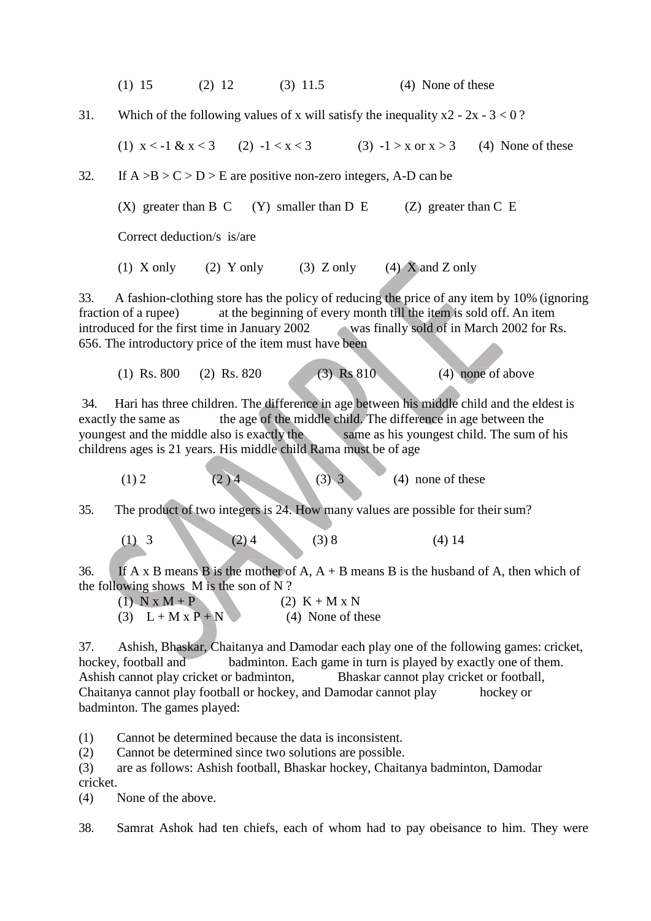(1) 15 (2) 12 (3) 11.5 (4) None of these

31. Which of the following values of x will satisfy the inequality x2 - 2x - 3 < 0 ?

(1) x < -1 & x < 3 (2) -1 < x < 3 (3) -1 > x or x > 3 (4) None of these

32. If A >B > C > D > E are positive non-zero integers, A-D can be

(X) greater than B C (Y) smaller than D E (Z) greater than C E

Correct deduction/s is/are

(1) X only (2) Y only (3) Z only (4) X and Z only

33. A fashion-clothing store has the policy of reducing the price of any item by 10% (ignoring fraction of a rupee) at the beginning of every month till the item is sold off. An item introduced for the first time in January 2002 was finally sold of in March 2002 for Rs. 656. The introductory price of the item must have been

(1) Rs. 800 (2) Rs. 820 (3) Rs 810 (4) none of above

34. Hari has three children. The difference in age between his middle child and the eldest is exactly the same as the age of the middle child. The difference in age between the youngest and the middle also is exactly the same as his youngest child. The sum of his childrens ages is 21 years. His middle child Rama must be of age

(1) 2 (2 ) 4 (3) 3 (4) none of these

35. The product of two integers is 24. How many values are possible for their sum?

(1) 3 (2) 4 (3) 8 (4) 14

36. If A x B means B is the mother of A, A + B means B is the husband of A, then which of the following shows M is the son of N ?

(1) N x M + P (2) K + M x N
(3) L + M x P + N (4) None of these

37. Ashish, Bhaskar, Chaitanya and Damodar each play one of the following games: cricket, hockey, football and badminton. Each game in turn is played by exactly one of them. Ashish cannot play cricket or badminton, Bhaskar cannot play cricket or football, Chaitanya cannot play football or hockey, and Damodar cannot play hockey or badminton. The games played:

(1) Cannot be determined because the data is inconsistent.
(2) Cannot be determined since two solutions are possible.
(3) are as follows: Ashish football, Bhaskar hockey, Chaitanya badminton, Damodar cricket.
(4) None of the above.

38. Samrat Ashok had ten chiefs, each of whom had to pay obeisance to him. They were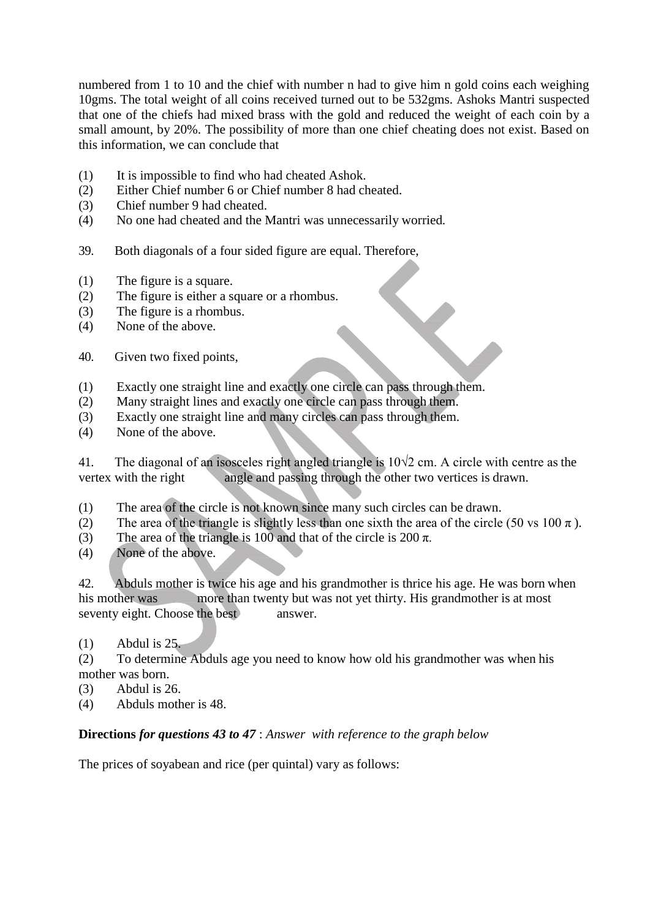numbered from 1 to 10 and the chief with number n had to give him n gold coins each weighing 10gms. The total weight of all coins received turned out to be 532gms. Ashoks Mantri suspected that one of the chiefs had mixed brass with the gold and reduced the weight of each coin by a small amount, by 20%. The possibility of more than one chief cheating does not exist. Based on this information, we can conclude that

(1) It is impossible to find who had cheated Ashok.
(2) Either Chief number 6 or Chief number 8 had cheated.
(3) Chief number 9 had cheated.
(4) No one had cheated and the Mantri was unnecessarily worried.

39. Both diagonals of a four sided figure are equal. Therefore,

(1) The figure is a square.
(2) The figure is either a square or a rhombus.
(3) The figure is a rhombus.
(4) None of the above.

40. Given two fixed points,

(1) Exactly one straight line and exactly one circle can pass through them.
(2) Many straight lines and exactly one circle can pass through them.
(3) Exactly one straight line and many circles can pass through them.
(4) None of the above.

41. The diagonal of an isosceles right angled triangle is $10\sqrt{2}$ cm. A circle with centre as the vertex with the right angle and passing through the other two vertices is drawn.

(1) The area of the circle is not known since many such circles can be drawn.
(2) The area of the triangle is slightly less than one sixth the area of the circle (50 vs 100 $\pi$ ).
(3) The area of the triangle is 100 and that of the circle is 200 $\pi$.
(4) None of the above.

42. Abduls mother is twice his age and his grandmother is thrice his age. He was born when his mother was more than twenty but was not yet thirty. His grandmother is at most seventy eight. Choose the best answer.

(1) Abdul is 25.
(2) To determine Abduls age you need to know how old his grandmother was when his mother was born.
(3) Abdul is 26.
(4) Abduls mother is 48.

**Directions** ***for questions 43 to 47*** : *Answer with reference to the graph below*

The prices of soyabean and rice (per quintal) vary as follows: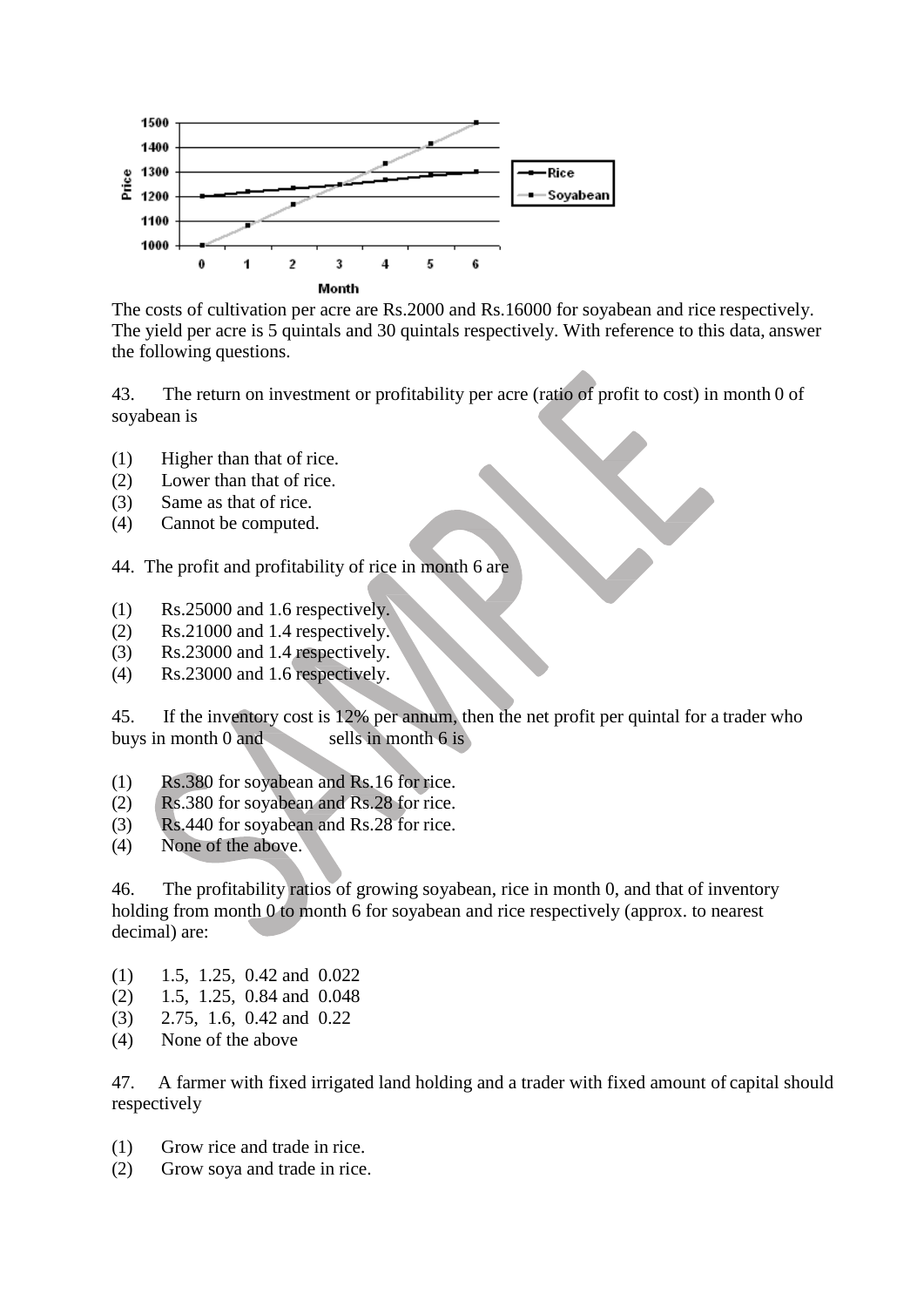The costs of cultivation per acre are Rs.2000 and Rs.16000 for soyabean and rice respectively. The yield per acre is 5 quintals and 30 quintals respectively. With reference to this data, answer the following questions.

43. The return on investment or profitability per acre (ratio of profit to cost) in month 0 of soyabean is

(1) Higher than that of rice.
(2) Lower than that of rice.
(3) Same as that of rice.
(4) Cannot be computed.

44. The profit and profitability of rice in month 6 are

(1) Rs.25000 and 1.6 respectively.
(2) Rs.21000 and 1.4 respectively.
(3) Rs.23000 and 1.4 respectively.
(4) Rs.23000 and 1.6 respectively.

45. If the inventory cost is 12% per annum, then the net profit per quintal for a trader who buys in month 0 and sells in month 6 is

(1) Rs.380 for soyabean and Rs.16 for rice.
(2) Rs.380 for soyabean and Rs.28 for rice.
(3) Rs.440 for soyabean and Rs.28 for rice.
(4) None of the above.

46. The profitability ratios of growing soyabean, rice in month 0, and that of inventory holding from month 0 to month 6 for soyabean and rice respectively (approx. to nearest decimal) are:

(1) 1.5, 1.25, 0.42 and 0.022
(2) 1.5, 1.25, 0.84 and 0.048
(3) 2.75, 1.6, 0.42 and 0.22
(4) None of the above

47. A farmer with fixed irrigated land holding and a trader with fixed amount of capital should respectively

(1) Grow rice and trade in rice.
(2) Grow soya and trade in rice.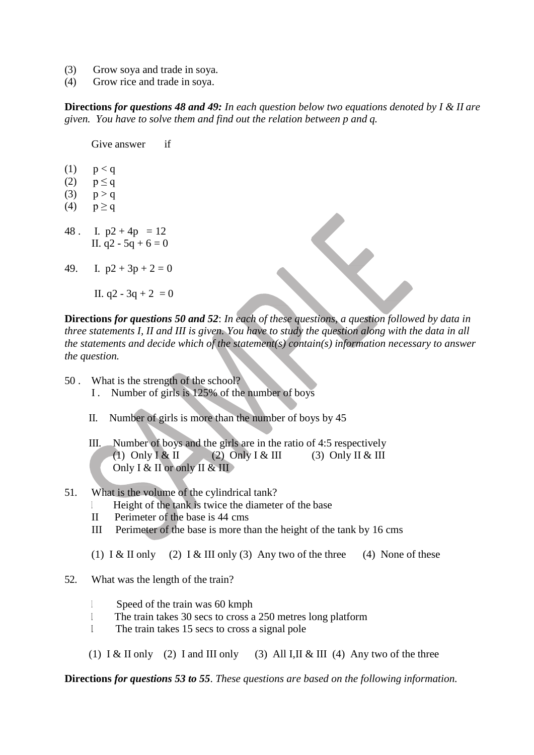(3) Grow soya and trade in soya.
(4) Grow rice and trade in soya.

**Directions** ***for questions 48 and 49:*** *In each question below two equations denoted by I & II are given. You have to solve them and find out the relation between p and q.*

Give answer if

(1) $p < q$
(2) $p \leq q$
(3) $p > q$
(4) $p \geq q$

48 . I. $p2 + 4p = 12$
II. $q2 - 5q + 6 = 0$

49. I. $p2 + 3p + 2 = 0$

II. $q2 - 3q + 2 = 0$

**Directions** ***for questions 50 and 52***: *In each of these questions, a question followed by data in three statements I, II and III is given. You have to study the question along with the data in all the statements and decide which of the statement(s) contain(s) information necessary to answer the question.*

50 . What is the strength of the school?
I . Number of girls is 125% of the number of boys

II. Number of girls is more than the number of boys by 45

III. Number of boys and the girls are in the ratio of 4:5 respectively
(1) Only I & II (2) Only I & III (3) Only II & III
Only I & II or only II & III

51. What is the volume of the cylindrical tank?
I Height of the tank is twice the diameter of the base
II Perimeter of the base is 44 cms
III Perimeter of the base is more than the height of the tank by 16 cms

(1) I & II only (2) I & III only (3) Any two of the three (4) None of these

52. What was the length of the train?

I Speed of the train was 60 kmph
I The train takes 30 secs to cross a 250 metres long platform
I The train takes 15 secs to cross a signal pole

(1) I & II only (2) I and III only (3) All I,II & III (4) Any two of the three

**Directions** ***for questions 53 to 55****. These questions are based on the following information.*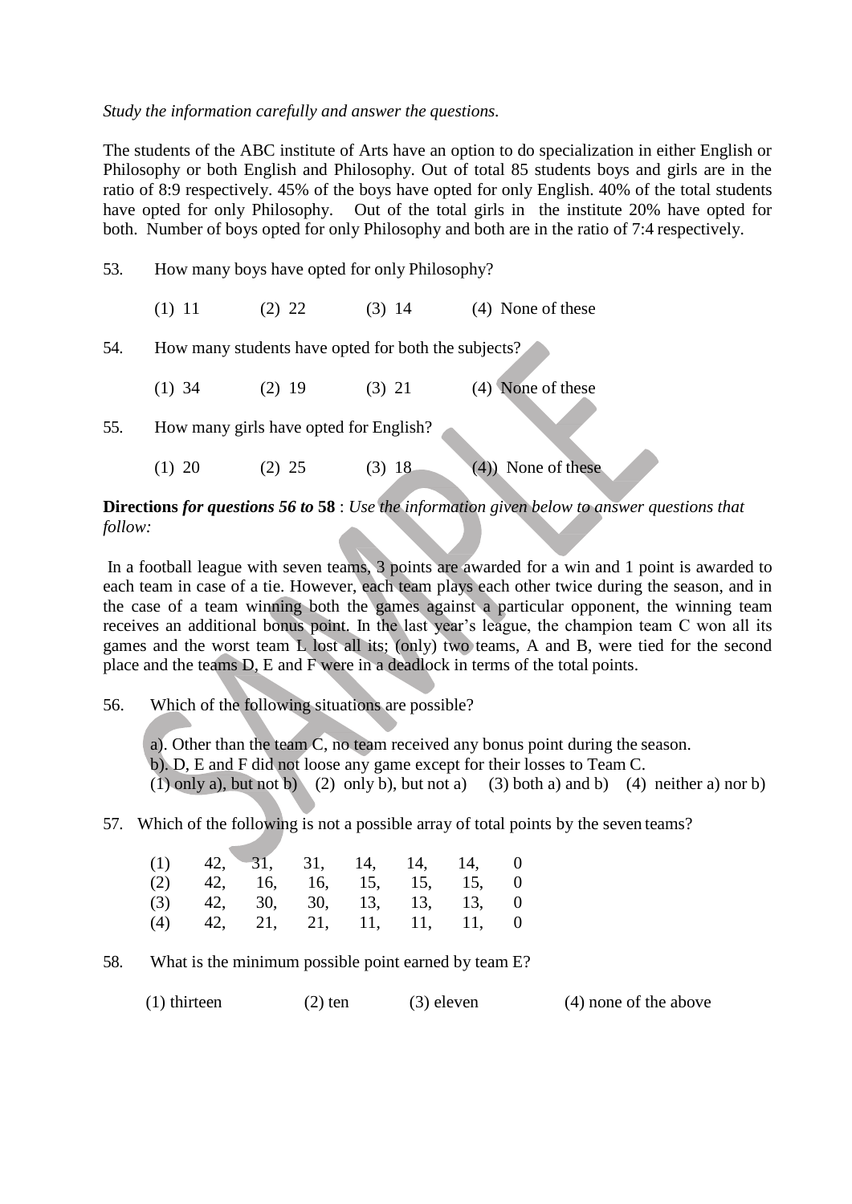*Study the information carefully and answer the questions.*

The students of the ABC institute of Arts have an option to do specialization in either English or Philosophy or both English and Philosophy. Out of total 85 students boys and girls are in the ratio of 8:9 respectively. 45% of the boys have opted for only English. 40% of the total students have opted for only Philosophy. Out of the total girls in the institute 20% have opted for both. Number of boys opted for only Philosophy and both are in the ratio of 7:4 respectively.

53. How many boys have opted for only Philosophy?

(1) 11 (2) 22 (3) 14 (4) None of these

54. How many students have opted for both the subjects?

(1) 34 (2) 19 (3) 21 (4) None of these

55. How many girls have opted for English?

(1) 20 (2) 25 (3) 18 (4)) None of these

**Directions** ***for questions 56 to*** **58** : *Use the information given below to answer questions that follow:*

In a football league with seven teams, 3 points are awarded for a win and 1 point is awarded to each team in case of a tie. However, each team plays each other twice during the season, and in the case of a team winning both the games against a particular opponent, the winning team receives an additional bonus point. In the last year's league, the champion team C won all its games and the worst team L lost all its; (only) two teams, A and B, were tied for the second place and the teams D, E and F were in a deadlock in terms of the total points.

56. Which of the following situations are possible?

a). Other than the team C, no team received any bonus point during the season.
b). D, E and F did not loose any game except for their losses to Team C.
(1) only a), but not b) (2) only b), but not a) (3) both a) and b) (4) neither a) nor b)

57. Which of the following is not a possible array of total points by the seven teams?

| | | | | | | | |
|---|---|---|---|---|---|---|---|
| (1) | 42, | 31, | 31, | 14, | 14, | 14, | 0 |
| (2) | 42, | 16, | 16, | 15, | 15, | 15, | 0 |
| (3) | 42, | 30, | 30, | 13, | 13, | 13, | 0 |
| (4) | 42, | 21, | 21, | 11, | 11, | 11, | 0 |

58. What is the minimum possible point earned by team E?

(1) thirteen (2) ten (3) eleven (4) none of the above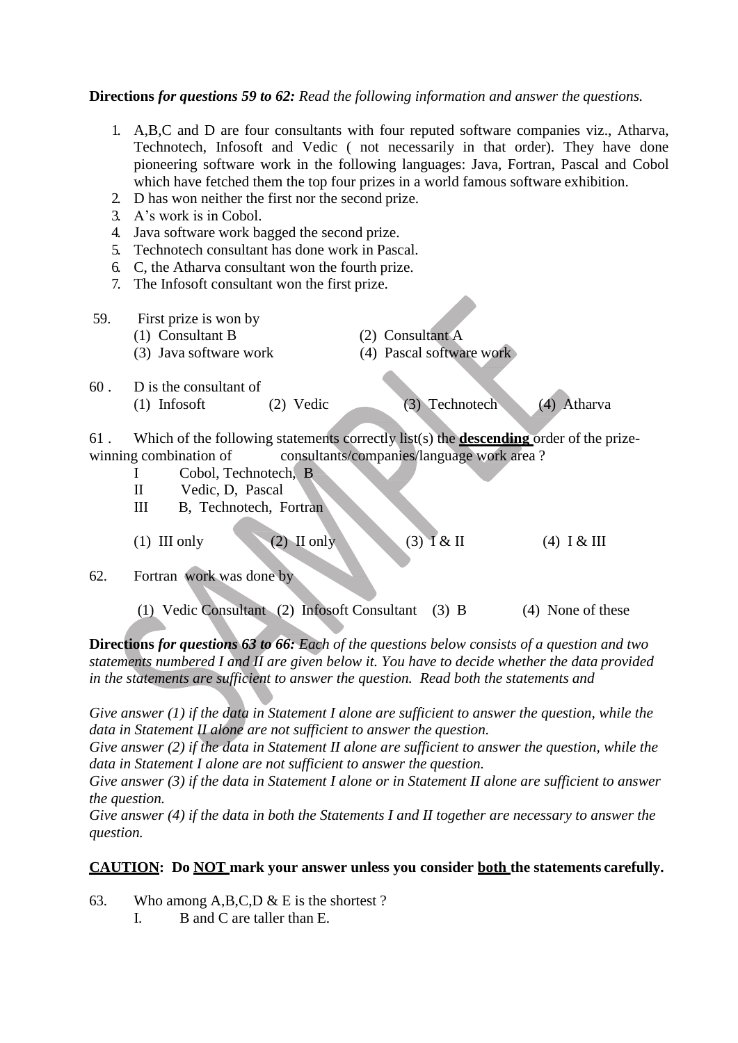**Directions** *for questions 59 to 62: Read the following information and answer the questions.*

1. A,B,C and D are four consultants with four reputed software companies viz., Atharva, Technotech, Infosoft and Vedic ( not necessarily in that order). They have done pioneering software work in the following languages: Java, Fortran, Pascal and Cobol which have fetched them the top four prizes in a world famous software exhibition.
2. D has won neither the first nor the second prize.
3. A's work is in Cobol.
4. Java software work bagged the second prize.
5. Technotech consultant has done work in Pascal.
6. C, the Atharva consultant won the fourth prize.
7. The Infosoft consultant won the first prize.

59. First prize is won by
    (1) Consultant B (2) Consultant A
    (3) Java software work (4) Pascal software work

60 . D is the consultant of
    (1) Infosoft (2) Vedic (3) Technotech (4) Atharva

61 . Which of the following statements correctly list(s) the **descending** order of the prize-winning combination of consultants/companies/language work area ?
    I Cobol, Technotech, B
    II Vedic, D, Pascal
    III B, Technotech, Fortran

    (1) III only (2) II only (3) I & II (4) I & III

62. Fortran work was done by

    (1) Vedic Consultant (2) Infosoft Consultant (3) B (4) None of these

**Directions** *for questions 63 to 66: Each of the questions below consists of a question and two statements numbered I and II are given below it. You have to decide whether the data provided in the statements are sufficient to answer the question. Read both the statements and*

*Give answer (1) if the data in Statement I alone are sufficient to answer the question, while the data in Statement II alone are not sufficient to answer the question.*
*Give answer (2) if the data in Statement II alone are sufficient to answer the question, while the data in Statement I alone are not sufficient to answer the question.*
*Give answer (3) if the data in Statement I alone or in Statement II alone are sufficient to answer the question.*
*Give answer (4) if the data in both the Statements I and II together are necessary to answer the question.*

**CAUTION: Do NOT mark your answer unless you consider both the statements carefully.**

63. Who among A,B,C,D & E is the shortest ?
    I. B and C are taller than E.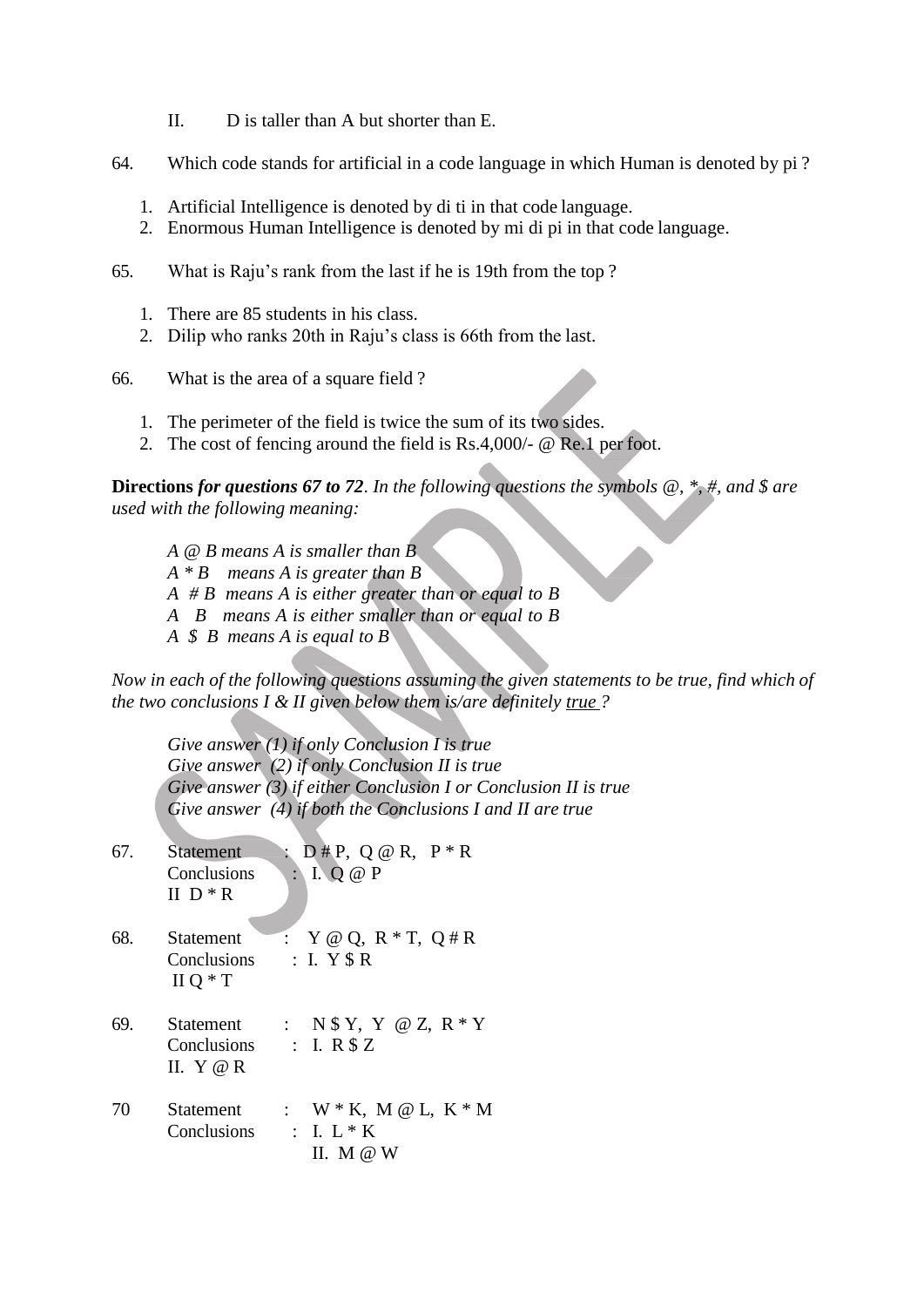II. D is taller than A but shorter than E.

64. Which code stands for artificial in a code language in which Human is denoted by pi ?

1. Artificial Intelligence is denoted by di ti in that code language.
2. Enormous Human Intelligence is denoted by mi di pi in that code language.

65. What is Raju's rank from the last if he is 19th from the top ?

1. There are 85 students in his class.
2. Dilip who ranks 20th in Raju's class is 66th from the last.

66. What is the area of a square field ?

1. The perimeter of the field is twice the sum of its two sides.
2. The cost of fencing around the field is Rs.4,000/- @ Re.1 per foot.

**Directions** ***for questions 67 to 72****. In the following questions the symbols @, *, #, and $ are used with the following meaning:*

*A @ B means A is smaller than B*
*A * B means A is greater than B*
*A # B means A is either greater than or equal to B*
*A B means A is either smaller than or equal to B*
*A $ B means A is equal to B*

*Now in each of the following questions assuming the given statements to be true, find which of the two conclusions I & II given below them is/are definitely* *<u>true</u>* *?*

*Give answer (1) if only Conclusion I is true*
*Give answer (2) if only Conclusion II is true*
*Give answer (3) if either Conclusion I or Conclusion II is true*
*Give answer (4) if both the Conclusions I and II are true*

67. Statement : D # P, Q @ R, P * R
Conclusions : I. Q @ P
II D * R

68. Statement : Y @ Q, R * T, Q # R
Conclusions : I. Y $ R
II Q * T

69. Statement : N $ Y, Y @ Z, R * Y
Conclusions : I. R $ Z
II. Y @ R

70 Statement : W * K, M @ L, K * M
Conclusions : I. L * K
II. M @ W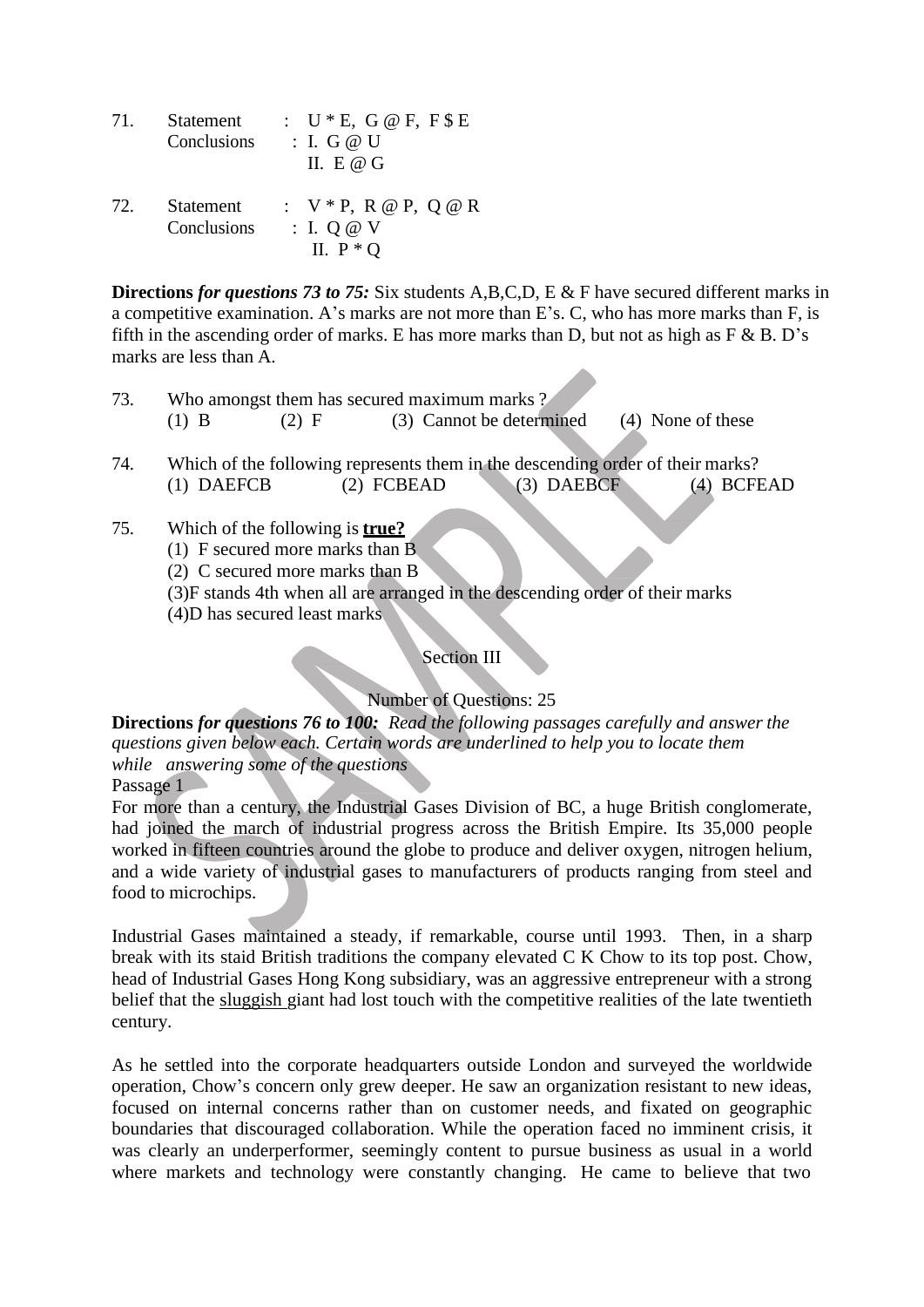71. Statement : U * E, G @ F, F $ E
    Conclusions : I. G @ U
    II. E @ G

72. Statement : V * P, R @ P, Q @ R
    Conclusions : I. Q @ V
    II. P * Q

**Directions** ***for questions 73 to 75:*** Six students A,B,C,D, E & F have secured different marks in a competitive examination. A's marks are not more than E's. C, who has more marks than F, is fifth in the ascending order of marks. E has more marks than D, but not as high as F & B. D's marks are less than A.

73. Who amongst them has secured maximum marks ?
    (1) B (2) F (3) Cannot be determined (4) None of these

74. Which of the following represents them in the descending order of their marks?
    (1) DAEFCB (2) FCBEAD (3) DAEBCF (4) BCFEAD

75. Which of the following is **<u>true?</u>**
    (1) F secured more marks than B
    (2) C secured more marks than B
    (3)F stands 4th when all are arranged in the descending order of their marks
    (4)D has secured least marks

Section III

Number of Questions: 25

**Directions** ***for questions 76 to 100:*** *Read the following passages carefully and answer the questions given below each. Certain words are underlined to help you to locate them while answering some of the questions*

Passage 1

For more than a century, the Industrial Gases Division of BC, a huge British conglomerate, had joined the march of industrial progress across the British Empire. Its 35,000 people worked in fifteen countries around the globe to produce and deliver oxygen, nitrogen helium, and a wide variety of industrial gases to manufacturers of products ranging from steel and food to microchips.

Industrial Gases maintained a steady, if remarkable, course until 1993. Then, in a sharp break with its staid British traditions the company elevated C K Chow to its top post. Chow, head of Industrial Gases Hong Kong subsidiary, was an aggressive entrepreneur with a strong belief that the <u>sluggish</u> giant had lost touch with the competitive realities of the late twentieth century.

As he settled into the corporate headquarters outside London and surveyed the worldwide operation, Chow's concern only grew deeper. He saw an organization resistant to new ideas, focused on internal concerns rather than on customer needs, and fixated on geographic boundaries that discouraged collaboration. While the operation faced no imminent crisis, it was clearly an underperformer, seemingly content to pursue business as usual in a world where markets and technology were constantly changing. He came to believe that two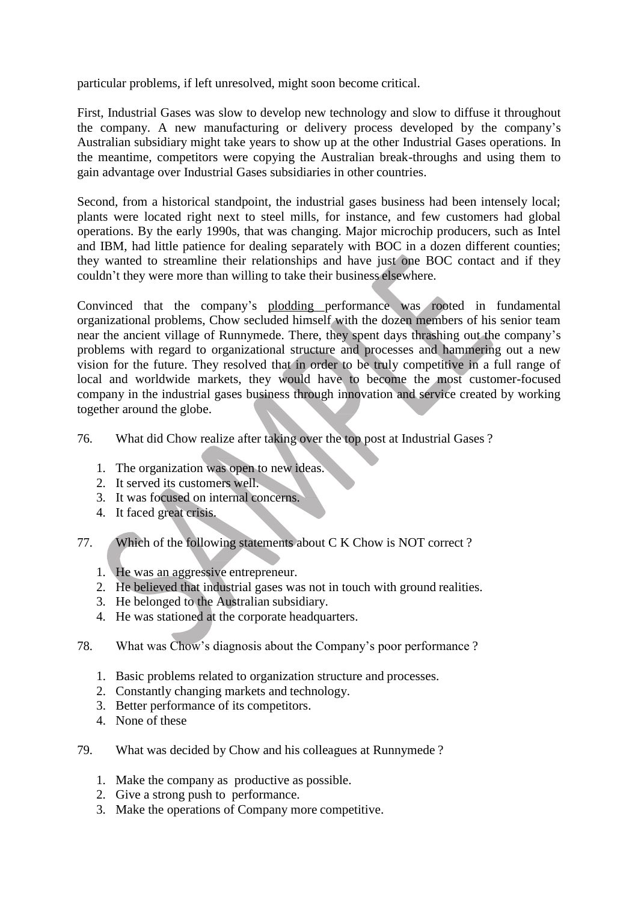particular problems, if left unresolved, might soon become critical.

First, Industrial Gases was slow to develop new technology and slow to diffuse it throughout the company. A new manufacturing or delivery process developed by the company's Australian subsidiary might take years to show up at the other Industrial Gases operations. In the meantime, competitors were copying the Australian break-throughs and using them to gain advantage over Industrial Gases subsidiaries in other countries.

Second, from a historical standpoint, the industrial gases business had been intensely local; plants were located right next to steel mills, for instance, and few customers had global operations. By the early 1990s, that was changing. Major microchip producers, such as Intel and IBM, had little patience for dealing separately with BOC in a dozen different counties; they wanted to streamline their relationships and have just one BOC contact and if they couldn't they were more than willing to take their business elsewhere.

Convinced that the company's plodding performance was rooted in fundamental organizational problems, Chow secluded himself with the dozen members of his senior team near the ancient village of Runnymede. There, they spent days thrashing out the company's problems with regard to organizational structure and processes and hammering out a new vision for the future. They resolved that in order to be truly competitive in a full range of local and worldwide markets, they would have to become the most customer-focused company in the industrial gases business through innovation and service created by working together around the globe.

76. What did Chow realize after taking over the top post at Industrial Gases ?

1. The organization was open to new ideas.
2. It served its customers well.
3. It was focused on internal concerns.
4. It faced great crisis.

77. Which of the following statements about C K Chow is NOT correct ?

1. He was an aggressive entrepreneur.
2. He believed that industrial gases was not in touch with ground realities.
3. He belonged to the Australian subsidiary.
4. He was stationed at the corporate headquarters.

78. What was Chow's diagnosis about the Company's poor performance ?

1. Basic problems related to organization structure and processes.
2. Constantly changing markets and technology.
3. Better performance of its competitors.
4. None of these

79. What was decided by Chow and his colleagues at Runnymede ?

1. Make the company as productive as possible.
2. Give a strong push to performance.
3. Make the operations of Company more competitive.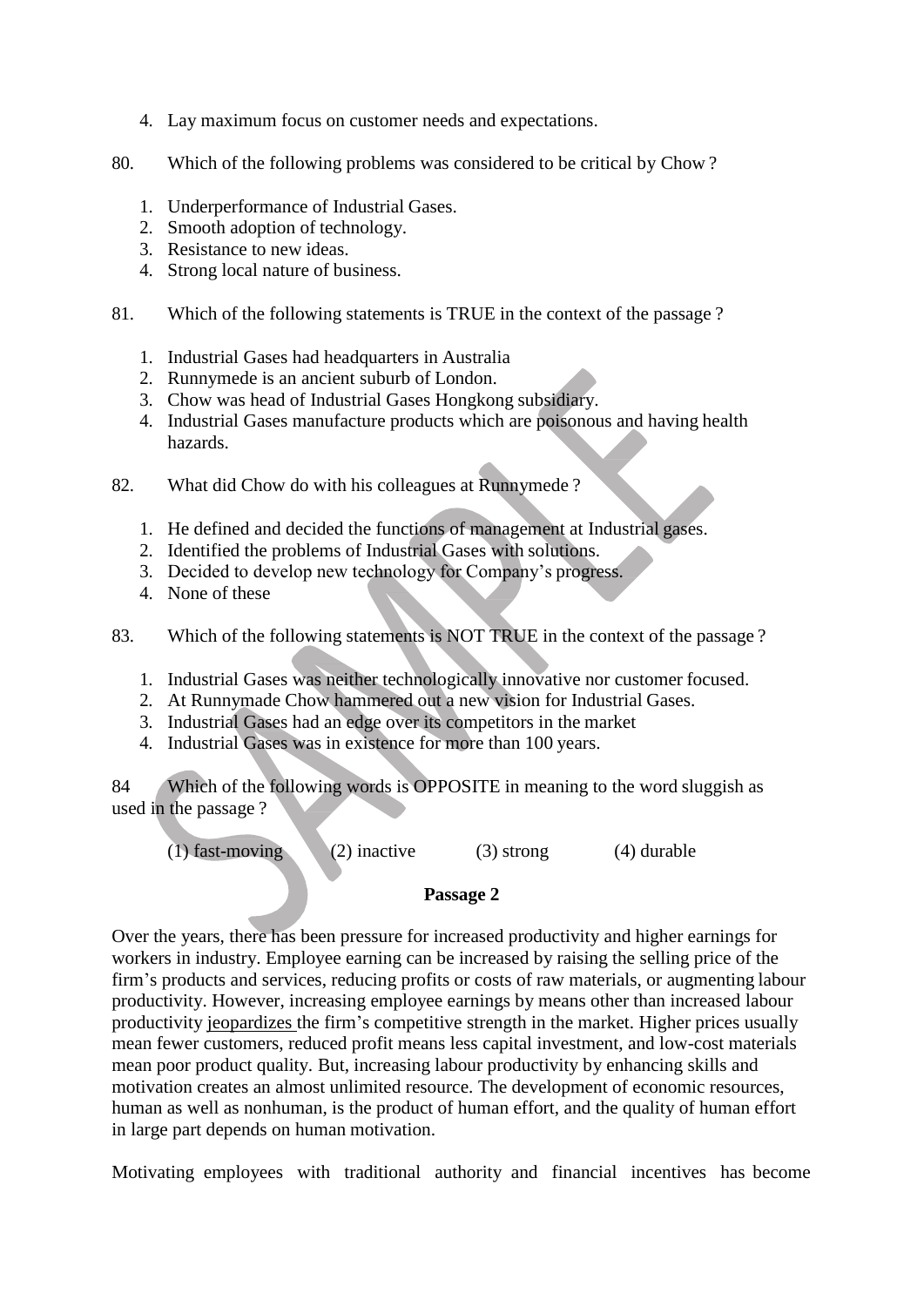4. Lay maximum focus on customer needs and expectations.

80. Which of the following problems was considered to be critical by Chow ?

1. Underperformance of Industrial Gases.
2. Smooth adoption of technology.
3. Resistance to new ideas.
4. Strong local nature of business.

81. Which of the following statements is TRUE in the context of the passage ?

1. Industrial Gases had headquarters in Australia
2. Runnymede is an ancient suburb of London.
3. Chow was head of Industrial Gases Hongkong subsidiary.
4. Industrial Gases manufacture products which are poisonous and having health hazards.

82. What did Chow do with his colleagues at Runnymede ?

1. He defined and decided the functions of management at Industrial gases.
2. Identified the problems of Industrial Gases with solutions.
3. Decided to develop new technology for Company's progress.
4. None of these

83. Which of the following statements is NOT TRUE in the context of the passage ?

1. Industrial Gases was neither technologically innovative nor customer focused.
2. At Runnymade Chow hammered out a new vision for Industrial Gases.
3. Industrial Gases had an edge over its competitors in the market
4. Industrial Gases was in existence for more than 100 years.

84 Which of the following words is OPPOSITE in meaning to the word sluggish as used in the passage ?

(1) fast-moving (2) inactive (3) strong (4) durable

**Passage 2**

Over the years, there has been pressure for increased productivity and higher earnings for workers in industry. Employee earning can be increased by raising the selling price of the firm's products and services, reducing profits or costs of raw materials, or augmenting labour productivity. However, increasing employee earnings by means other than increased labour productivity <u>jeopardizes</u> the firm's competitive strength in the market. Higher prices usually mean fewer customers, reduced profit means less capital investment, and low-cost materials mean poor product quality. But, increasing labour productivity by enhancing skills and motivation creates an almost unlimited resource. The development of economic resources, human as well as nonhuman, is the product of human effort, and the quality of human effort in large part depends on human motivation.

Motivating employees with traditional authority and financial incentives has become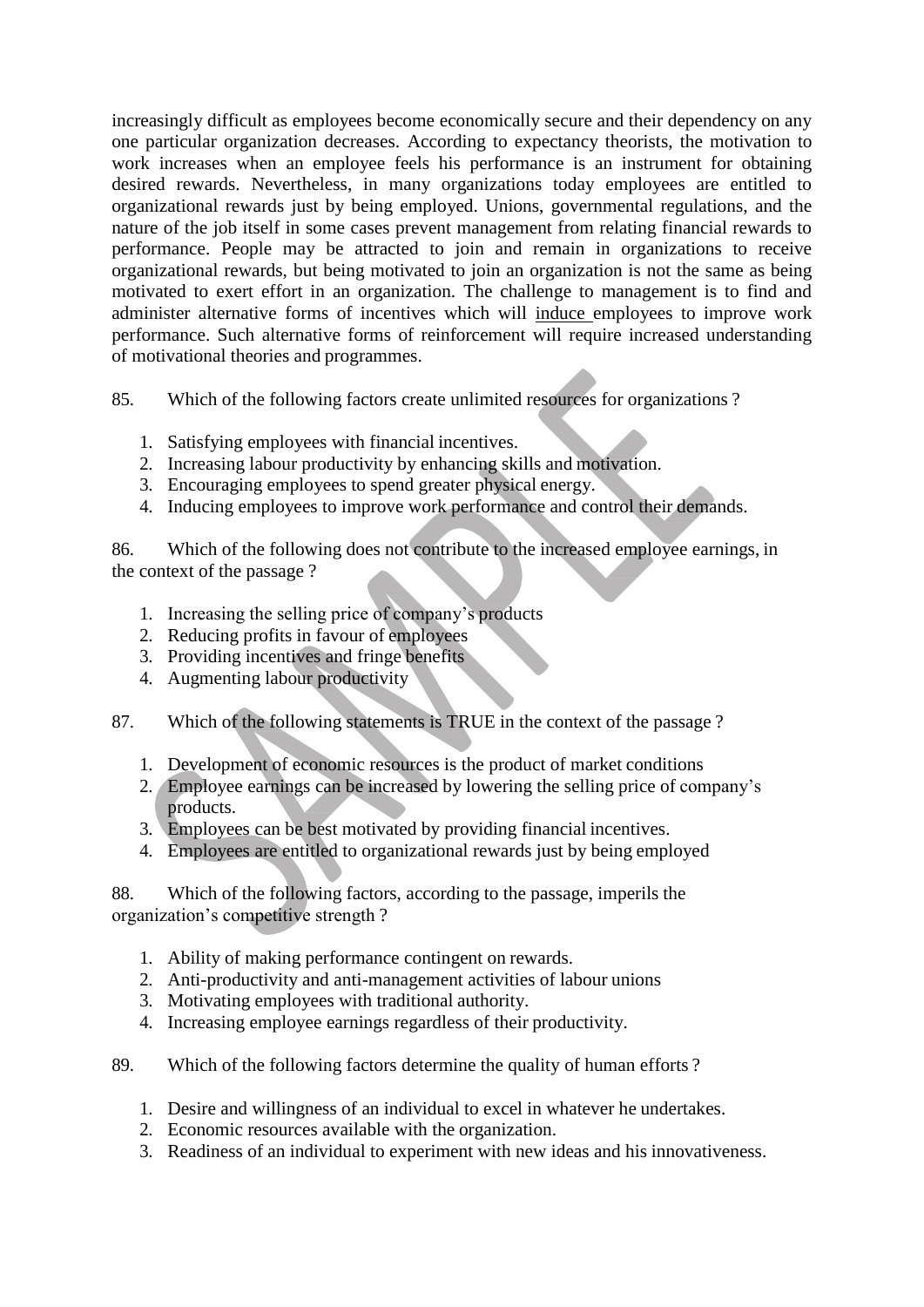increasingly difficult as employees become economically secure and their dependency on any one particular organization decreases. According to expectancy theorists, the motivation to work increases when an employee feels his performance is an instrument for obtaining desired rewards. Nevertheless, in many organizations today employees are entitled to organizational rewards just by being employed. Unions, governmental regulations, and the nature of the job itself in some cases prevent management from relating financial rewards to performance. People may be attracted to join and remain in organizations to receive organizational rewards, but being motivated to join an organization is not the same as being motivated to exert effort in an organization. The challenge to management is to find and administer alternative forms of incentives which will <u>induce</u> employees to improve work performance. Such alternative forms of reinforcement will require increased understanding of motivational theories and programmes.

85. Which of the following factors create unlimited resources for organizations ?

1. Satisfying employees with financial incentives.
2. Increasing labour productivity by enhancing skills and motivation.
3. Encouraging employees to spend greater physical energy.
4. Inducing employees to improve work performance and control their demands.

86. Which of the following does not contribute to the increased employee earnings, in the context of the passage ?

1. Increasing the selling price of company's products
2. Reducing profits in favour of employees
3. Providing incentives and fringe benefits
4. Augmenting labour productivity

87. Which of the following statements is TRUE in the context of the passage ?

1. Development of economic resources is the product of market conditions
2. Employee earnings can be increased by lowering the selling price of company's products.
3. Employees can be best motivated by providing financial incentives.
4. Employees are entitled to organizational rewards just by being employed

88. Which of the following factors, according to the passage, imperils the organization's competitive strength ?

1. Ability of making performance contingent on rewards.
2. Anti-productivity and anti-management activities of labour unions
3. Motivating employees with traditional authority.
4. Increasing employee earnings regardless of their productivity.

89. Which of the following factors determine the quality of human efforts ?

1. Desire and willingness of an individual to excel in whatever he undertakes.
2. Economic resources available with the organization.
3. Readiness of an individual to experiment with new ideas and his innovativeness.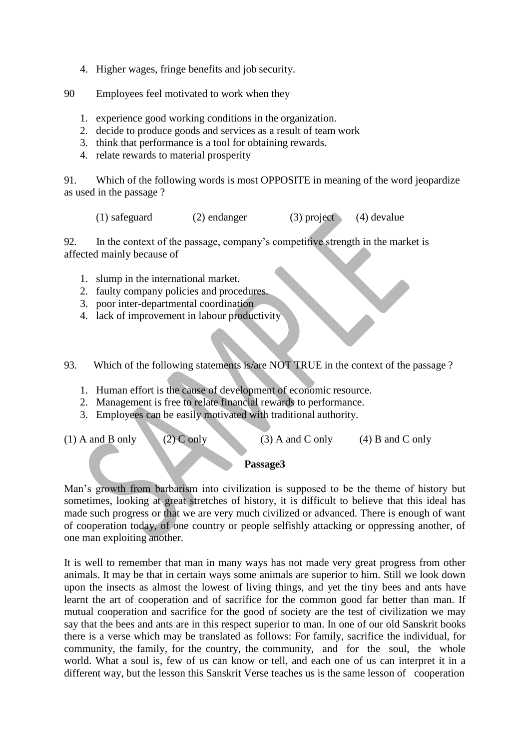4. Higher wages, fringe benefits and job security.

90 Employees feel motivated to work when they

1. experience good working conditions in the organization.
2. decide to produce goods and services as a result of team work
3. think that performance is a tool for obtaining rewards.
4. relate rewards to material prosperity

91. Which of the following words is most OPPOSITE in meaning of the word jeopardize as used in the passage ?

(1) safeguard (2) endanger (3) project (4) devalue

92. In the context of the passage, company's competitive strength in the market is affected mainly because of

1. slump in the international market.
2. faulty company policies and procedures.
3. poor inter-departmental coordination
4. lack of improvement in labour productivity

93. Which of the following statements is/are NOT TRUE in the context of the passage ?

1. Human effort is the cause of development of economic resource.
2. Management is free to relate financial rewards to performance.
3. Employees can be easily motivated with traditional authority.

(1) A and B only (2) C only (3) A and C only (4) B and C only

**Passage3**

Man's growth from barbarism into civilization is supposed to be the theme of history but sometimes, looking at great stretches of history, it is difficult to believe that this ideal has made such progress or that we are very much civilized or advanced. There is enough of want of cooperation today, of one country or people selfishly attacking or oppressing another, of one man exploiting another.

It is well to remember that man in many ways has not made very great progress from other animals. It may be that in certain ways some animals are superior to him. Still we look down upon the insects as almost the lowest of living things, and yet the tiny bees and ants have learnt the art of cooperation and of sacrifice for the common good far better than man. If mutual cooperation and sacrifice for the good of society are the test of civilization we may say that the bees and ants are in this respect superior to man. In one of our old Sanskrit books there is a verse which may be translated as follows: For family, sacrifice the individual, for community, the family, for the country, the community, and for the soul, the whole world. What a soul is, few of us can know or tell, and each one of us can interpret it in a different way, but the lesson this Sanskrit Verse teaches us is the same lesson of cooperation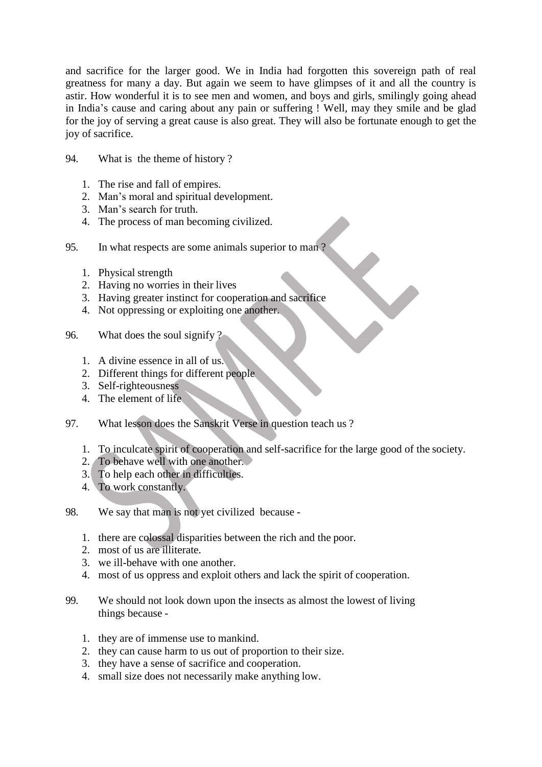and sacrifice for the larger good. We in India had forgotten this sovereign path of real greatness for many a day. But again we seem to have glimpses of it and all the country is astir. How wonderful it is to see men and women, and boys and girls, smilingly going ahead in India's cause and caring about any pain or suffering ! Well, may they smile and be glad for the joy of serving a great cause is also great. They will also be fortunate enough to get the joy of sacrifice.

94. What is the theme of history ?

1. The rise and fall of empires.
2. Man's moral and spiritual development.
3. Man's search for truth.
4. The process of man becoming civilized.

95. In what respects are some animals superior to man ?

1. Physical strength
2. Having no worries in their lives
3. Having greater instinct for cooperation and sacrifice
4. Not oppressing or exploiting one another.

96. What does the soul signify ?

1. A divine essence in all of us.
2. Different things for different people
3. Self-righteousness
4. The element of life

97. What lesson does the Sanskrit Verse in question teach us ?

1. To inculcate spirit of cooperation and self-sacrifice for the large good of the society.
2. To behave well with one another.
3. To help each other in difficulties.
4. To work constantly.

98. We say that man is not yet civilized because -

1. there are colossal disparities between the rich and the poor.
2. most of us are illiterate.
3. we ill-behave with one another.
4. most of us oppress and exploit others and lack the spirit of cooperation.

99. We should not look down upon the insects as almost the lowest of living things because -

1. they are of immense use to mankind.
2. they can cause harm to us out of proportion to their size.
3. they have a sense of sacrifice and cooperation.
4. small size does not necessarily make anything low.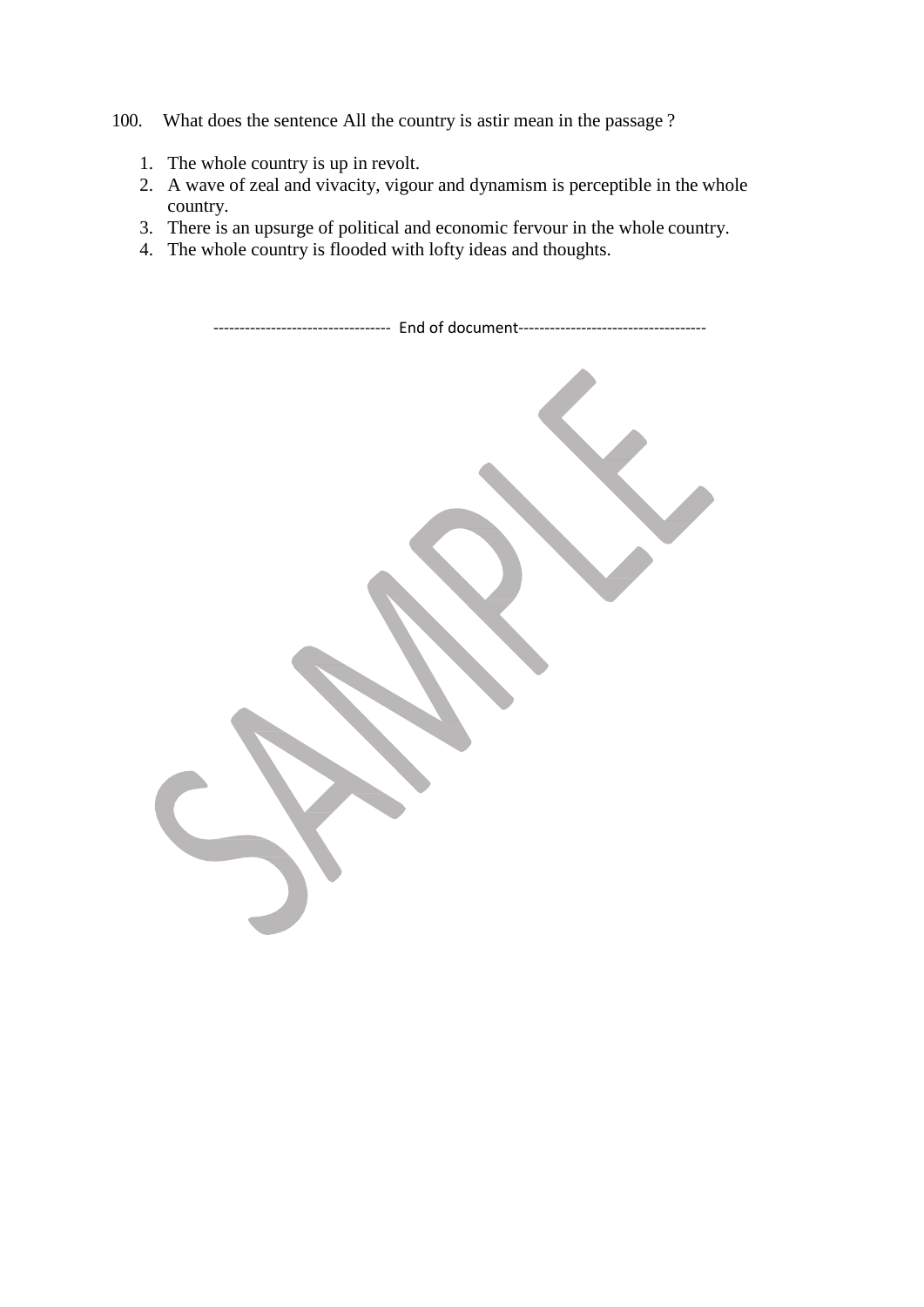100. What does the sentence All the country is astir mean in the passage ?

1. The whole country is up in revolt.
2. A wave of zeal and vivacity, vigour and dynamism is perceptible in the whole country.
3. There is an upsurge of political and economic fervour in the whole country.
4. The whole country is flooded with lofty ideas and thoughts.

---------------------------------- End of document------------------------------------